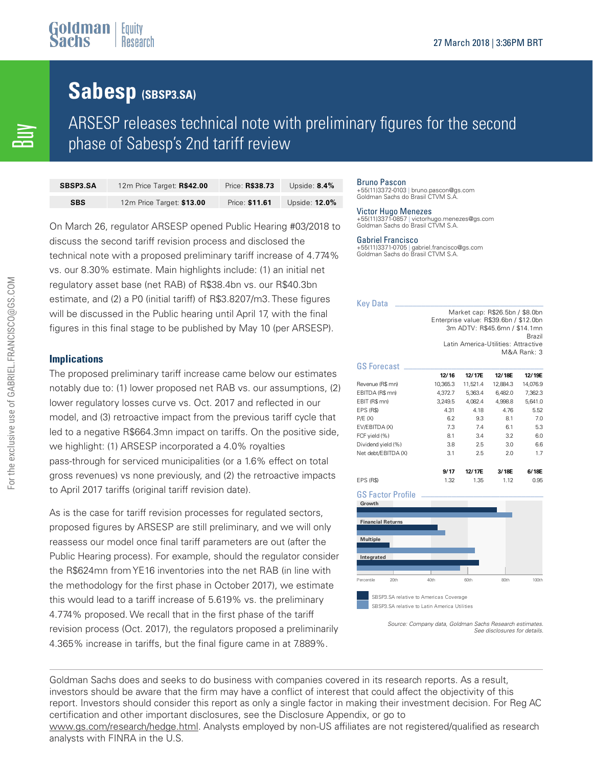Goldman Sachs | Equity Research

27 March 2018 | 3:36PM BRT

Buy

# Sabesp (SBSP3.SA)

## ARSESP releases technical note with preliminary figures for the second phase of Sabesp's 2nd tariff review

| SBSP3.SA | 12m Price Target: **R$42.00** | Price: **R$38.73** | Upside: **8.4%** |
|---|---|---|---|
| **SBS** | 12m Price Target: **$13.00** | Price: **$11.61** | Upside: **12.0%** |

On March 26, regulator ARSESP opened Public Hearing #03/2018 to discuss the second tariff revision process and disclosed the technical note with a proposed preliminary tariff increase of 4.774% vs. our 8.30% estimate. Main highlights include: (1) an initial net regulatory asset base (net RAB) of R$38.4bn vs. our R$40.3bn estimate, and (2) a P0 (initial tariff) of R$3.8207/m3. These figures will be discussed in the Public hearing until April 17, with the final figures in this final stage to be published by May 10 (per ARSESP).

### Implications

The proposed preliminary tariff increase came below our estimates notably due to: (1) lower proposed net RAB vs. our assumptions, (2) lower regulatory losses curve vs. Oct. 2017 and reflected in our model, and (3) retroactive impact from the previous tariff cycle that led to a negative R$664.3mn impact on tariffs. On the positive side, we highlight: (1) ARSESP incorporated a 4.0% royalties pass-through for serviced municipalities (or a 1.6% effect on total gross revenues) vs none previously, and (2) the retroactive impacts to April 2017 tariffs (original tariff revision date).

As is the case for tariff revision processes for regulated sectors, proposed figures by ARSESP are still preliminary, and we will only reassess our model once final tariff parameters are out (after the Public Hearing process). For example, should the regulator consider the R$624mn from YE16 inventories into the net RAB (in line with the methodology for the first phase in October 2017), we estimate this would lead to a tariff increase of 5.619% vs. the preliminary 4.774% proposed. We recall that in the first phase of the tariff revision process (Oct. 2017), the regulators proposed a preliminarily 4.365% increase in tariffs, but the final figure came in at 7.889%.

Bruno Pascon
+55(11)3372-0103 | bruno.pascon@gs.com
Goldman Sachs do Brasil CTVM S.A.

Victor Hugo Menezes
+55(11)3371-0857 | victorhugo.menezes@gs.com
Goldman Sachs do Brasil CTVM S.A.

Gabriel Francisco
+55(11)3371-0705 | gabriel.francisco@gs.com
Goldman Sachs do Brasil CTVM S.A.

### Key Data

Market cap: R$26.5bn / $8.0bn
Enterprise value: R$39.6bn / $12.0bn
3m ADTV: R$45.6mn / $14.1mn
Brazil
Latin America-Utilities: Attractive
M&A Rank: 3

### GS Forecast

| | 12/16 | 12/17E | 12/18E | 12/19E |
|---|---|---|---|---|
| Revenue (R$ mn) | 10,365.3 | 11,521.4 | 12,884.3 | 14,076.9 |
| EBITDA (R$ mn) | 4,372.7 | 5,363.4 | 6,482.0 | 7,362.3 |
| EBIT (R$ mn) | 3,249.5 | 4,082.4 | 4,998.8 | 5,641.0 |
| EPS (R$) | 4.31 | 4.18 | 4.76 | 5.52 |
| P/E (X) | 6.2 | 9.3 | 8.1 | 7.0 |
| EV/EBITDA (X) | 7.3 | 7.4 | 6.1 | 5.3 |
| FCF yield (%) | 8.1 | 3.4 | 3.2 | 6.0 |
| Dividend yield (%) | 3.8 | 2.5 | 3.0 | 6.6 |
| Net debt/EBITDA (X) | 3.1 | 2.5 | 2.0 | 1.7 |

| | 9/17 | 12/17E | 3/18E | 6/18E |
|---|---|---|---|---|
| EPS (R$) | 1.32 | 1.35 | 1.12 | 0.95 |

### GS Factor Profile

Growth, Financial Returns, Multiple, Integrated

Percentile: 20th, 40th, 60th, 80th, 100th

SBSP3.SA relative to Americas Coverage
SBSP3.SA relative to Latin America Utilities

*Source: Company data, Goldman Sachs Research estimates. See disclosures for details.*

Goldman Sachs does and seeks to do business with companies covered in its research reports. As a result, investors should be aware that the firm may have a conflict of interest that could affect the objectivity of this report. Investors should consider this report as only a single factor in making their investment decision. For Reg AC certification and other important disclosures, see the Disclosure Appendix, or go to www.gs.com/research/hedge.html. Analysts employed by non-US affiliates are not registered/qualified as research analysts with FINRA in the U.S.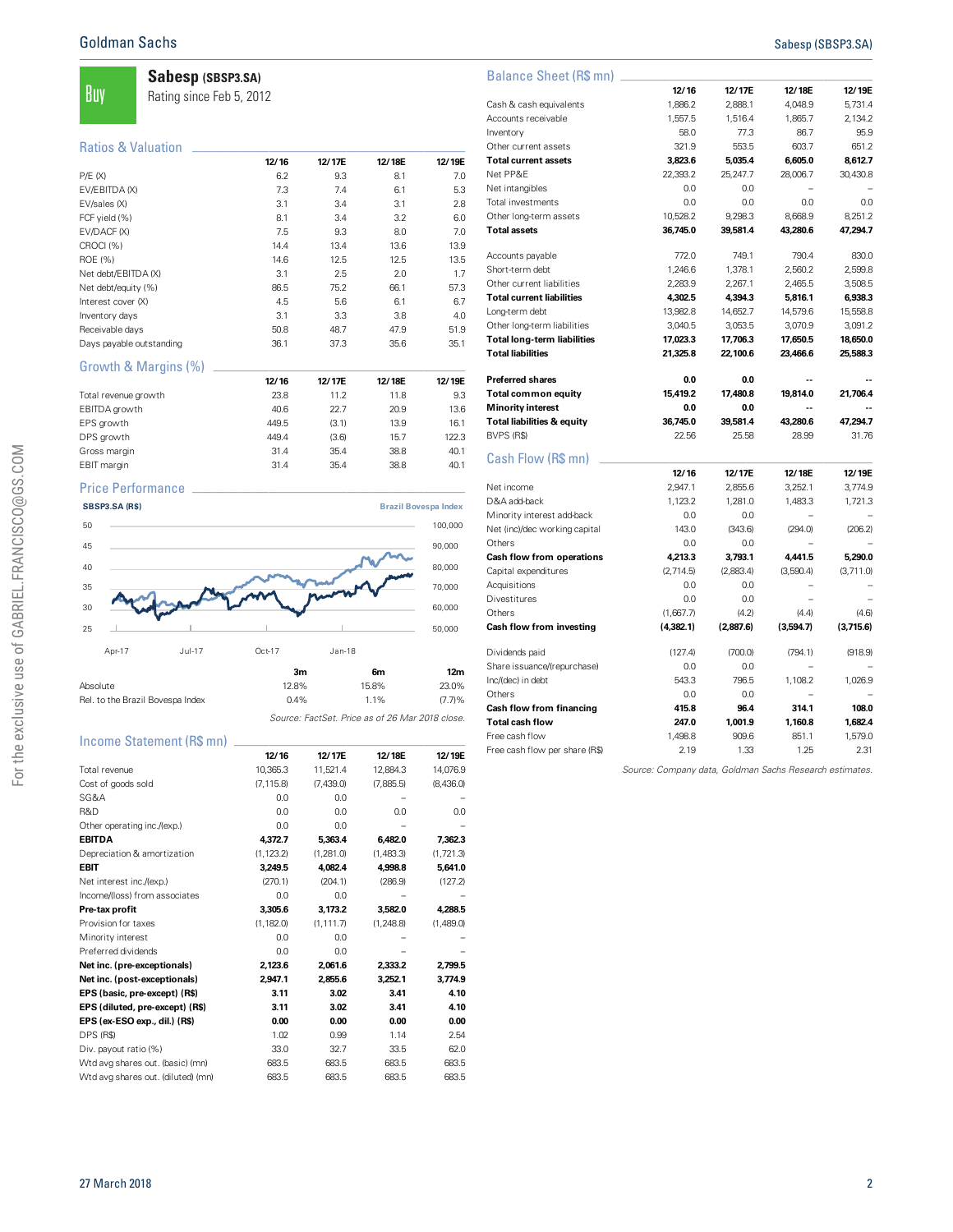# Sabesp (SBSP3.SA)

**Buy** — Rating since Feb 5, 2012

## Ratios & Valuation

| | 12/16 | 12/17E | 12/18E | 12/19E |
|---|---|---|---|---|
| P/E (X) | 6.2 | 9.3 | 8.1 | 7.0 |
| EV/EBITDA (X) | 7.3 | 7.4 | 6.1 | 5.3 |
| EV/sales (X) | 3.1 | 3.4 | 3.1 | 2.8 |
| FCF yield (%) | 8.1 | 3.4 | 3.2 | 6.0 |
| EV/DACF (X) | 7.5 | 9.3 | 8.0 | 7.0 |
| CROCI (%) | 14.4 | 13.4 | 13.6 | 13.9 |
| ROE (%) | 14.6 | 12.5 | 12.5 | 13.5 |
| Net debt/EBITDA (X) | 3.1 | 2.5 | 2.0 | 1.7 |
| Net debt/equity (%) | 86.5 | 75.2 | 66.1 | 57.3 |
| Interest cover (X) | 4.5 | 5.6 | 6.1 | 6.7 |
| Inventory days | 3.1 | 3.3 | 3.8 | 4.0 |
| Receivable days | 50.8 | 48.7 | 47.9 | 51.9 |
| Days payable outstanding | 36.1 | 37.3 | 35.6 | 35.1 |

## Growth & Margins (%)

| | 12/16 | 12/17E | 12/18E | 12/19E |
|---|---|---|---|---|
| Total revenue growth | 23.8 | 11.2 | 11.8 | 9.3 |
| EBITDA growth | 40.6 | 22.7 | 20.9 | 13.6 |
| EPS growth | 449.5 | (3.1) | 13.9 | 16.1 |
| DPS growth | 449.4 | (3.6) | 15.7 | 122.3 |
| Gross margin | 31.4 | 35.4 | 38.8 | 40.1 |
| EBIT margin | 31.4 | 35.4 | 38.8 | 40.1 |

## Price Performance

| | 3m | 6m | 12m |
|---|---|---|---|
| Absolute | 12.8% | 15.8% | 23.0% |
| Rel. to the Brazil Bovespa Index | 0.4% | 1.1% | (7.7)% |

Source: FactSet. Price as of 26 Mar 2018 close.

## Income Statement (R$ mn)

| | 12/16 | 12/17E | 12/18E | 12/19E |
|---|---|---|---|---|
| Total revenue | 10,365.3 | 11,521.4 | 12,884.3 | 14,076.9 |
| Cost of goods sold | (7,115.8) | (7,439.0) | (7,885.5) | (8,436.0) |
| SG&A | 0.0 | 0.0 | -- | -- |
| R&D | 0.0 | 0.0 | 0.0 | 0.0 |
| Other operating inc./(exp.) | 0.0 | 0.0 | -- | -- |
| **EBITDA** | **4,372.7** | **5,363.4** | **6,482.0** | **7,362.3** |
| Depreciation & amortization | (1,123.2) | (1,281.0) | (1,483.3) | (1,721.3) |
| **EBIT** | **3,249.5** | **4,082.4** | **4,998.8** | **5,641.0** |
| Net interest inc./(exp.) | (270.1) | (204.1) | (286.9) | (127.2) |
| Income/(loss) from associates | 0.0 | 0.0 | -- | -- |
| **Pre-tax profit** | **3,305.6** | **3,173.2** | **3,582.0** | **4,288.5** |
| Provision for taxes | (1,182.0) | (1,111.7) | (1,248.8) | (1,489.0) |
| Minority interest | 0.0 | 0.0 | -- | -- |
| Preferred dividends | 0.0 | 0.0 | -- | -- |
| **Net inc. (pre-exceptionals)** | **2,123.6** | **2,061.6** | **2,333.2** | **2,799.5** |
| **Net inc. (post-exceptionals)** | **2,947.1** | **2,855.6** | **3,252.1** | **3,774.9** |
| **EPS (basic, pre-except) (R$)** | **3.11** | **3.02** | **3.41** | **4.10** |
| **EPS (diluted, pre-except) (R$)** | **3.11** | **3.02** | **3.41** | **4.10** |
| **EPS (ex-ESO exp., dil.) (R$)** | **0.00** | **0.00** | **0.00** | **0.00** |
| DPS (R$) | 1.02 | 0.99 | 1.14 | 2.54 |
| Div. payout ratio (%) | 33.0 | 32.7 | 33.5 | 62.0 |
| Wtd avg shares out. (basic) (mn) | 683.5 | 683.5 | 683.5 | 683.5 |
| Wtd avg shares out. (diluted) (mn) | 683.5 | 683.5 | 683.5 | 683.5 |

## Balance Sheet (R$ mn)

| | 12/16 | 12/17E | 12/18E | 12/19E |
|---|---|---|---|---|
| Cash & cash equivalents | 1,886.2 | 2,888.1 | 4,048.9 | 5,731.4 |
| Accounts receivable | 1,557.5 | 1,516.4 | 1,865.7 | 2,134.2 |
| Inventory | 58.0 | 77.3 | 86.7 | 95.9 |
| Other current assets | 321.9 | 553.5 | 603.7 | 651.2 |
| **Total current assets** | **3,823.6** | **5,035.4** | **6,605.0** | **8,612.7** |
| Net PP&E | 22,393.2 | 25,247.7 | 28,006.7 | 30,430.8 |
| Net intangibles | 0.0 | 0.0 | -- | -- |
| Total investments | 0.0 | 0.0 | 0.0 | 0.0 |
| Other long-term assets | 10,528.2 | 9,298.3 | 8,668.9 | 8,251.2 |
| **Total assets** | **36,745.0** | **39,581.4** | **43,280.6** | **47,294.7** |
| Accounts payable | 772.0 | 749.1 | 790.4 | 830.0 |
| Short-term debt | 1,246.6 | 1,378.1 | 2,560.2 | 2,599.8 |
| Other current liabilities | 2,283.9 | 2,267.1 | 2,465.5 | 3,508.5 |
| **Total current liabilities** | **4,302.5** | **4,394.3** | **5,816.1** | **6,938.3** |
| Long-term debt | 13,982.8 | 14,652.7 | 14,579.6 | 15,558.8 |
| Other long-term liabilities | 3,040.5 | 3,053.5 | 3,070.9 | 3,091.2 |
| **Total long-term liabilities** | **17,023.3** | **17,706.3** | **17,650.5** | **18,650.0** |
| **Total liabilities** | **21,325.8** | **22,100.6** | **23,466.6** | **25,588.3** |
| **Preferred shares** | **0.0** | **0.0** | **--** | **--** |
| **Total common equity** | **15,419.2** | **17,480.8** | **19,814.0** | **21,706.4** |
| **Minority interest** | **0.0** | **0.0** | **--** | **--** |
| **Total liabilities & equity** | **36,745.0** | **39,581.4** | **43,280.6** | **47,294.7** |
| BVPS (R$) | 22.56 | 25.58 | 28.99 | 31.76 |

## Cash Flow (R$ mn)

| | 12/16 | 12/17E | 12/18E | 12/19E |
|---|---|---|---|---|
| Net income | 2,947.1 | 2,855.6 | 3,252.1 | 3,774.9 |
| D&A add-back | 1,123.2 | 1,281.0 | 1,483.3 | 1,721.3 |
| Minority interest add-back | 0.0 | 0.0 | -- | -- |
| Net (inc)/dec working capital | 143.0 | (343.6) | (294.0) | (206.2) |
| Others | 0.0 | 0.0 | -- | -- |
| **Cash flow from operations** | **4,213.3** | **3,793.1** | **4,441.5** | **5,290.0** |
| Capital expenditures | (2,714.5) | (2,883.4) | (3,590.4) | (3,711.0) |
| Acquisitions | 0.0 | 0.0 | -- | -- |
| Divestitures | 0.0 | 0.0 | -- | -- |
| Others | (1,667.7) | (4.2) | (4.4) | (4.6) |
| **Cash flow from investing** | **(4,382.1)** | **(2,887.6)** | **(3,594.7)** | **(3,715.6)** |
| Dividends paid | (127.4) | (700.0) | (794.1) | (918.9) |
| Share issuance/(repurchase) | 0.0 | 0.0 | -- | -- |
| Inc/(dec) in debt | 543.3 | 796.5 | 1,108.2 | 1,026.9 |
| Others | 0.0 | 0.0 | -- | -- |
| **Cash flow from financing** | **415.8** | **96.4** | **314.1** | **108.0** |
| **Total cash flow** | **247.0** | **1,001.9** | **1,160.8** | **1,682.4** |
| Free cash flow | 1,498.8 | 909.6 | 851.1 | 1,579.0 |
| Free cash flow per share (R$) | 2.19 | 1.33 | 1.25 | 2.31 |

Source: Company data, Goldman Sachs Research estimates.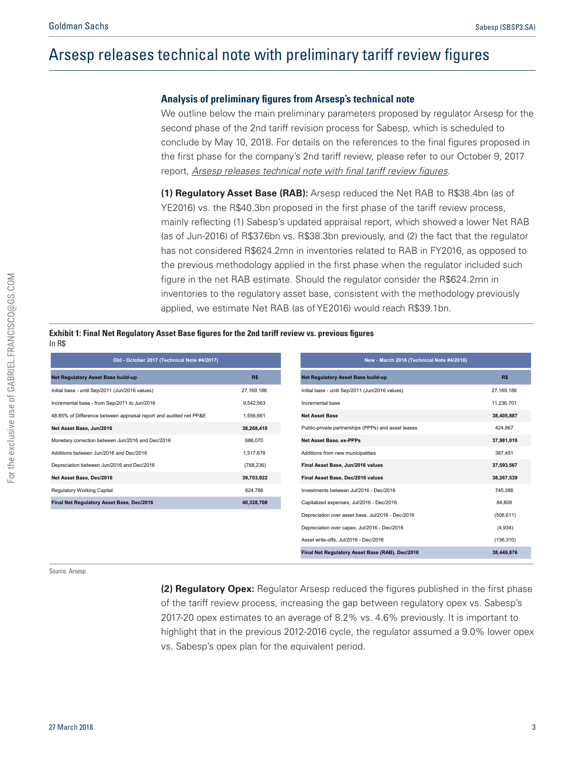# Arsesp releases technical note with preliminary tariff review figures

### Analysis of preliminary figures from Arsesp's technical note

We outline below the main preliminary parameters proposed by regulator Arsesp for the second phase of the 2nd tariff revision process for Sabesp, which is scheduled to conclude by May 10, 2018. For details on the references to the final figures proposed in the first phase for the company's 2nd tariff review, please refer to our October 9, 2017 report, *Arsesp releases technical note with final tariff review figures*.

**(1) Regulatory Asset Base (RAB):** Arsesp reduced the Net RAB to R$38.4bn (as of YE2016) vs. the R$40.3bn proposed in the first phase of the tariff review process, mainly reflecting (1) Sabesp's updated appraisal report, which showed a lower Net RAB (as of Jun-2016) of R$37.6bn vs. R$38.3bn previously, and (2) the fact that the regulator has not considered R$624.2mn in inventories related to RAB in FY2016, as opposed to the previous methodology applied in the first phase when the regulator included such figure in the net RAB estimate. Should the regulator consider the R$624.2mn in inventories to the regulatory asset base, consistent with the methodology previously applied, we estimate Net RAB (as of YE2016) would reach R$39.1bn.

**Exhibit 1: Final Net Regulatory Asset Base figures for the 2nd tariff review vs. previous figures**
In R$

**Old - October 2017 (Technical Note #4/2017)**

| Net Regulatory Asset Base build-up | R$ |
|---|---|
| Initial base - until Sep/2011 (Jun/2016 values) | 27,169,186 |
| Incremental base - from Sep/2011 to Jun/2016 | 9,542,563 |
| 48.85% of Difference between appraisal report and audited net PP&E | 1,556,661 |
| **Net Asset Base, Jun/2016** | **38,268,410** |
| Monetary correction between Jun/2016 and Dec/2016 | 686,070 |
| Additions between Jun/2016 and Dec/2016 | 1,517,678 |
| Depreciation between Jun/2016 and Dec/2016 | (768,236) |
| **Net Asset Base, Dec/2016** | **39,703,922** |
| Regulatory Working Capital | 624,786 |
| **Final Net Regulatory Asset Base, Dec/2016** | **40,328,708** |

**New - March 2018 (Technical Note #4/2018)**

| Net Regulatory Asset Base build-up | R$ |
|---|---|
| Initial base - until Sep/2011 (Jun/2016 values) | 27,169,186 |
| Incremental base | 11,236,701 |
| **Net Asset Base** | **38,405,887** |
| Public-private partnerships (PPPs) and asset leases | 424,867 |
| **Net Asset Base, ex-PPPs** | **37,981,019** |
| Additions from new municipalities | 387,451 |
| **Final Asset Base, Jun/2016 values** | **37,593,567** |
| **Final Asset Base, Dec/2016 values** | **38,267,539** |
| Investments between Jul/2016 - Dec/2016 | 745,386 |
| Capitalized expenses, Jul/2016 - Dec/2016 | 84,809 |
| Depreciation over asset base, Jul/2016 - Dec/2016 | (506,611) |
| Depreciation over capex, Jul/2016 - Dec/2016 | (4,934) |
| Asset write-offs, Jul/2016 - Dec/2016 | (136,310) |
| **Final Net Regulatory Asset Base (RAB), Dec/2016** | **38,449,876** |

Source: Arsesp

**(2) Regulatory Opex:** Regulator Arsesp reduced the figures published in the first phase of the tariff review process, increasing the gap between regulatory opex vs. Sabesp's 2017-20 opex estimates to an average of 8.2% vs. 4.6% previously. It is important to highlight that in the previous 2012-2016 cycle, the regulator assumed a 9.0% lower opex vs. Sabesp's opex plan for the equivalent period.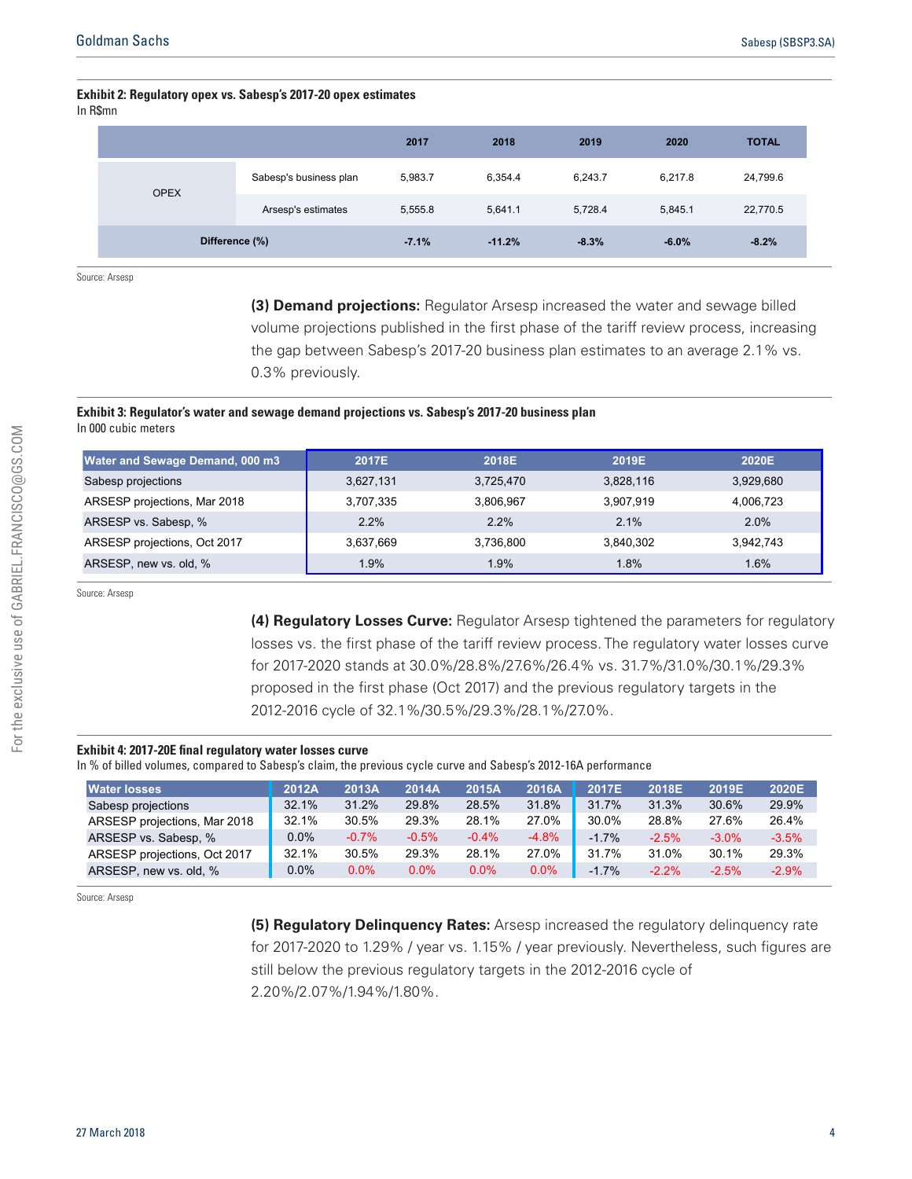**Exhibit 2: Regulatory opex vs. Sabesp's 2017-20 opex estimates**
In R$mn

| | | 2017 | 2018 | 2019 | 2020 | TOTAL |
|---|---|---|---|---|---|---|
| OPEX | Sabesp's business plan | 5,983.7 | 6,354.4 | 6,243.7 | 6,217.8 | 24,799.6 |
| | Arsesp's estimates | 5,555.8 | 5,641.1 | 5,728.4 | 5,845.1 | 22,770.5 |
| Difference (%) | | -7.1% | -11.2% | -8.3% | -6.0% | -8.2% |

Source: Arsesp

**(3) Demand projections:** Regulator Arsesp increased the water and sewage billed volume projections published in the first phase of the tariff review process, increasing the gap between Sabesp's 2017-20 business plan estimates to an average 2.1% vs. 0.3% previously.

**Exhibit 3: Regulator's water and sewage demand projections vs. Sabesp's 2017-20 business plan**
In 000 cubic meters

| Water and Sewage Demand, 000 m3 | 2017E | 2018E | 2019E | 2020E |
|---|---|---|---|---|
| Sabesp projections | 3,627,131 | 3,725,470 | 3,828,116 | 3,929,680 |
| ARSESP projections, Mar 2018 | 3,707,335 | 3,806,967 | 3,907,919 | 4,006,723 |
| ARSESP vs. Sabesp, % | 2.2% | 2.2% | 2.1% | 2.0% |
| ARSESP projections, Oct 2017 | 3,637,669 | 3,736,800 | 3,840,302 | 3,942,743 |
| ARSESP, new vs. old, % | 1.9% | 1.9% | 1.8% | 1.6% |

Source: Arsesp

**(4) Regulatory Losses Curve:** Regulator Arsesp tightened the parameters for regulatory losses vs. the first phase of the tariff review process. The regulatory water losses curve for 2017-2020 stands at 30.0%/28.8%/27.6%/26.4% vs. 31.7%/31.0%/30.1%/29.3% proposed in the first phase (Oct 2017) and the previous regulatory targets in the 2012-2016 cycle of 32.1%/30.5%/29.3%/28.1%/27.0%.

**Exhibit 4: 2017-20E final regulatory water losses curve**
In % of billed volumes, compared to Sabesp's claim, the previous cycle curve and Sabesp's 2012-16A performance

| Water losses | 2012A | 2013A | 2014A | 2015A | 2016A | 2017E | 2018E | 2019E | 2020E |
|---|---|---|---|---|---|---|---|---|---|
| Sabesp projections | 32.1% | 31.2% | 29.8% | 28.5% | 31.8% | 31.7% | 31.3% | 30.6% | 29.9% |
| ARSESP projections, Mar 2018 | 32.1% | 30.5% | 29.3% | 28.1% | 27.0% | 30.0% | 28.8% | 27.6% | 26.4% |
| ARSESP vs. Sabesp, % | 0.0% | -0.7% | -0.5% | -0.4% | -4.8% | -1.7% | -2.5% | -3.0% | -3.5% |
| ARSESP projections, Oct 2017 | 32.1% | 30.5% | 29.3% | 28.1% | 27.0% | 31.7% | 31.0% | 30.1% | 29.3% |
| ARSESP, new vs. old, % | 0.0% | 0.0% | 0.0% | 0.0% | 0.0% | -1.7% | -2.2% | -2.5% | -2.9% |

Source: Arsesp

**(5) Regulatory Delinquency Rates:** Arsesp increased the regulatory delinquency rate for 2017-2020 to 1.29% / year vs. 1.15% / year previously. Nevertheless, such figures are still below the previous regulatory targets in the 2012-2016 cycle of 2.20%/2.07%/1.94%/1.80%.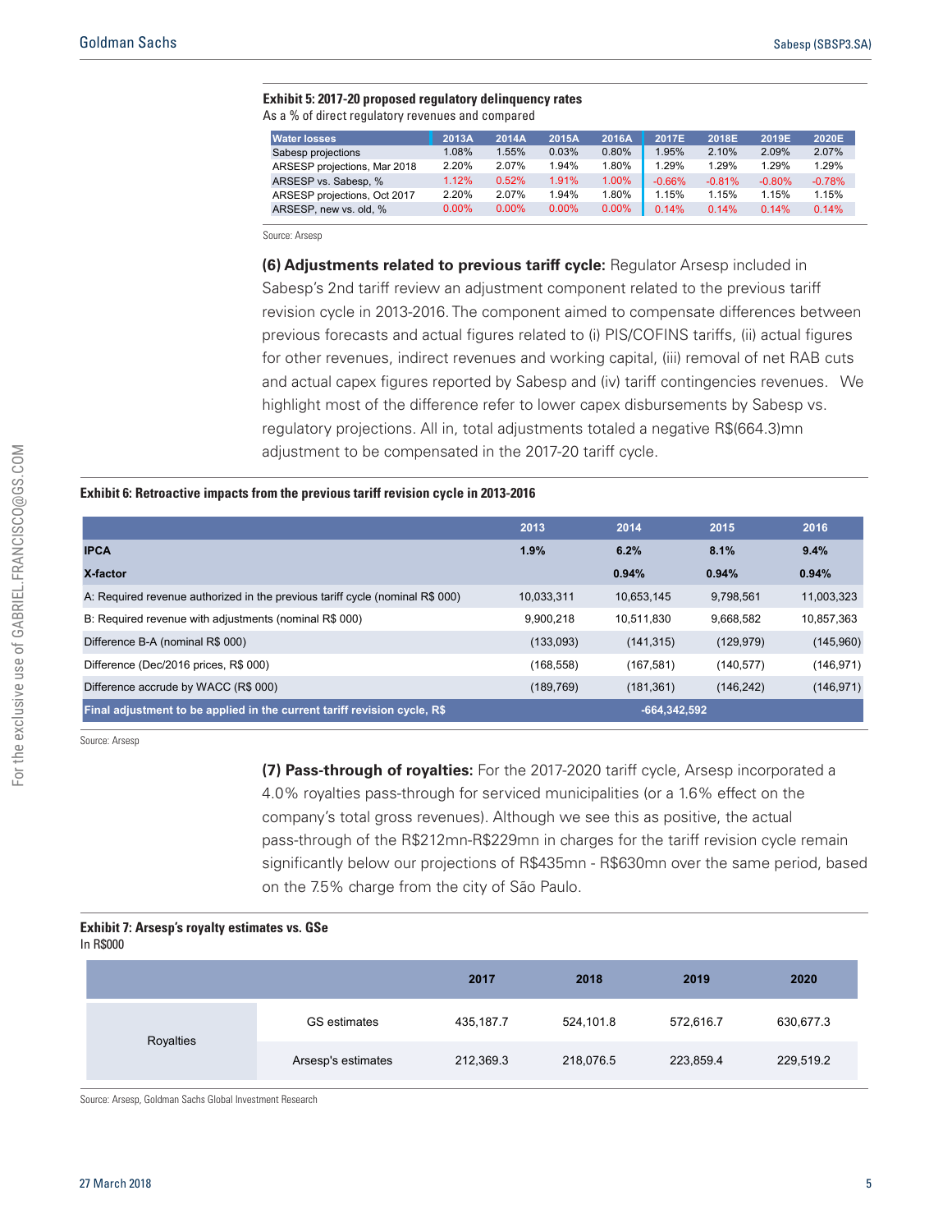**Exhibit 5: 2017-20 proposed regulatory delinquency rates**
As a % of direct regulatory revenues and compared

| Water losses | 2013A | 2014A | 2015A | 2016A | 2017E | 2018E | 2019E | 2020E |
|---|---|---|---|---|---|---|---|---|
| Sabesp projections | 1.08% | 1.55% | 0.03% | 0.80% | 1.95% | 2.10% | 2.09% | 2.07% |
| ARSESP projections, Mar 2018 | 2.20% | 2.07% | 1.94% | 1.80% | 1.29% | 1.29% | 1.29% | 1.29% |
| ARSESP vs. Sabesp, % | 1.12% | 0.52% | 1.91% | 1.00% | -0.66% | -0.81% | -0.80% | -0.78% |
| ARSESP projections, Oct 2017 | 2.20% | 2.07% | 1.94% | 1.80% | 1.15% | 1.15% | 1.15% | 1.15% |
| ARSESP, new vs. old, % | 0.00% | 0.00% | 0.00% | 0.00% | 0.14% | 0.14% | 0.14% | 0.14% |

Source: Arsesp

**(6) Adjustments related to previous tariff cycle:** Regulator Arsesp included in Sabesp's 2nd tariff review an adjustment component related to the previous tariff revision cycle in 2013-2016. The component aimed to compensate differences between previous forecasts and actual figures related to (i) PIS/COFINS tariffs, (ii) actual figures for other revenues, indirect revenues and working capital, (iii) removal of net RAB cuts and actual capex figures reported by Sabesp and (iv) tariff contingencies revenues. We highlight most of the difference refer to lower capex disbursements by Sabesp vs. regulatory projections. All in, total adjustments totaled a negative R$(664.3)mn adjustment to be compensated in the 2017-20 tariff cycle.

**Exhibit 6: Retroactive impacts from the previous tariff revision cycle in 2013-2016**

| | 2013 | 2014 | 2015 | 2016 |
|---|---|---|---|---|
| **IPCA** | **1.9%** | **6.2%** | **8.1%** | **9.4%** |
| **X-factor** | | **0.94%** | **0.94%** | **0.94%** |
| A: Required revenue authorized in the previous tariff cycle (nominal R$ 000) | 10,033,311 | 10,653,145 | 9,798,561 | 11,003,323 |
| B: Required revenue with adjustments (nominal R$ 000) | 9,900,218 | 10,511,830 | 9,668,582 | 10,857,363 |
| Difference B-A (nominal R$ 000) | (133,093) | (141,315) | (129,979) | (145,960) |
| Difference (Dec/2016 prices, R$ 000) | (168,558) | (167,581) | (140,577) | (146,971) |
| Difference accrude by WACC (R$ 000) | (189,769) | (181,361) | (146,242) | (146,971) |
| **Final adjustment to be applied in the current tariff revision cycle, R$** | | **-664,342,592** | | |

Source: Arsesp

**(7) Pass-through of royalties:** For the 2017-2020 tariff cycle, Arsesp incorporated a 4.0% royalties pass-through for serviced municipalities (or a 1.6% effect on the company's total gross revenues). Although we see this as positive, the actual pass-through of the R$212mn-R$229mn in charges for the tariff revision cycle remain significantly below our projections of R$435mn - R$630mn over the same period, based on the 7.5% charge from the city of São Paulo.

**Exhibit 7: Arsesp's royalty estimates vs. GSe**
In R$000

| | | 2017 | 2018 | 2019 | 2020 |
|---|---|---|---|---|---|
| Royalties | GS estimates | 435,187.7 | 524,101.8 | 572,616.7 | 630,677.3 |
| | Arsesp's estimates | 212,369.3 | 218,076.5 | 223,859.4 | 229,519.2 |

Source: Arsesp, Goldman Sachs Global Investment Research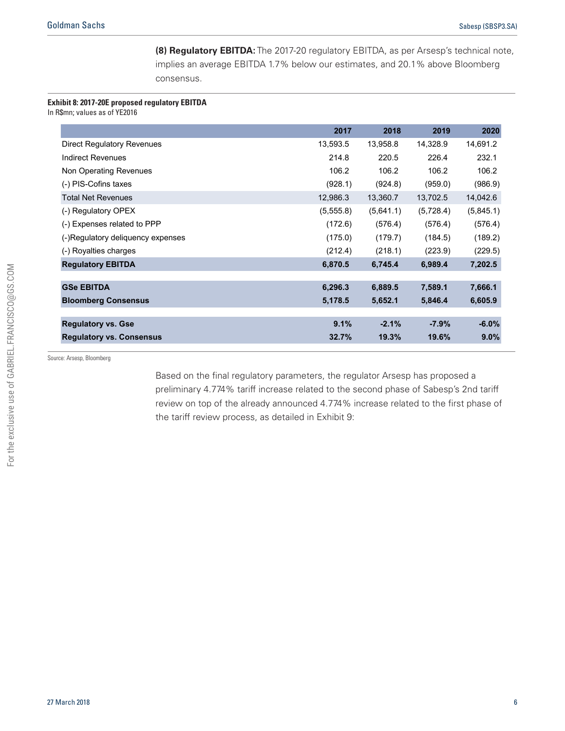**(8) Regulatory EBITDA:** The 2017-20 regulatory EBITDA, as per Arsesp's technical note, implies an average EBITDA 1.7% below our estimates, and 20.1% above Bloomberg consensus.

**Exhibit 8: 2017-20E proposed regulatory EBITDA**
In R$mn; values as of YE2016

| | 2017 | 2018 | 2019 | 2020 |
|---|---|---|---|---|
| Direct Regulatory Revenues | 13,593.5 | 13,958.8 | 14,328.9 | 14,691.2 |
| Indirect Revenues | 214.8 | 220.5 | 226.4 | 232.1 |
| Non Operating Revenues | 106.2 | 106.2 | 106.2 | 106.2 |
| (-) PIS-Cofins taxes | (928.1) | (924.8) | (959.0) | (986.9) |
| Total Net Revenues | 12,986.3 | 13,360.7 | 13,702.5 | 14,042.6 |
| (-) Regulatory OPEX | (5,555.8) | (5,641.1) | (5,728.4) | (5,845.1) |
| (-) Expenses related to PPP | (172.6) | (576.4) | (576.4) | (576.4) |
| (-)Regulatory deliquency expenses | (175.0) | (179.7) | (184.5) | (189.2) |
| (-) Royalties charges | (212.4) | (218.1) | (223.9) | (229.5) |
| **Regulatory EBITDA** | **6,870.5** | **6,745.4** | **6,989.4** | **7,202.5** |
| | | | | |
| **GSe EBITDA** | **6,296.3** | **6,889.5** | **7,589.1** | **7,666.1** |
| **Bloomberg Consensus** | **5,178.5** | **5,652.1** | **5,846.4** | **6,605.9** |
| | | | | |
| **Regulatory vs. Gse** | **9.1%** | **-2.1%** | **-7.9%** | **-6.0%** |
| **Regulatory vs. Consensus** | **32.7%** | **19.3%** | **19.6%** | **9.0%** |

Source: Arsesp, Bloomberg

Based on the final regulatory parameters, the regulator Arsesp has proposed a preliminary 4.774% tariff increase related to the second phase of Sabesp's 2nd tariff review on top of the already announced 4.774% increase related to the first phase of the tariff review process, as detailed in Exhibit 9: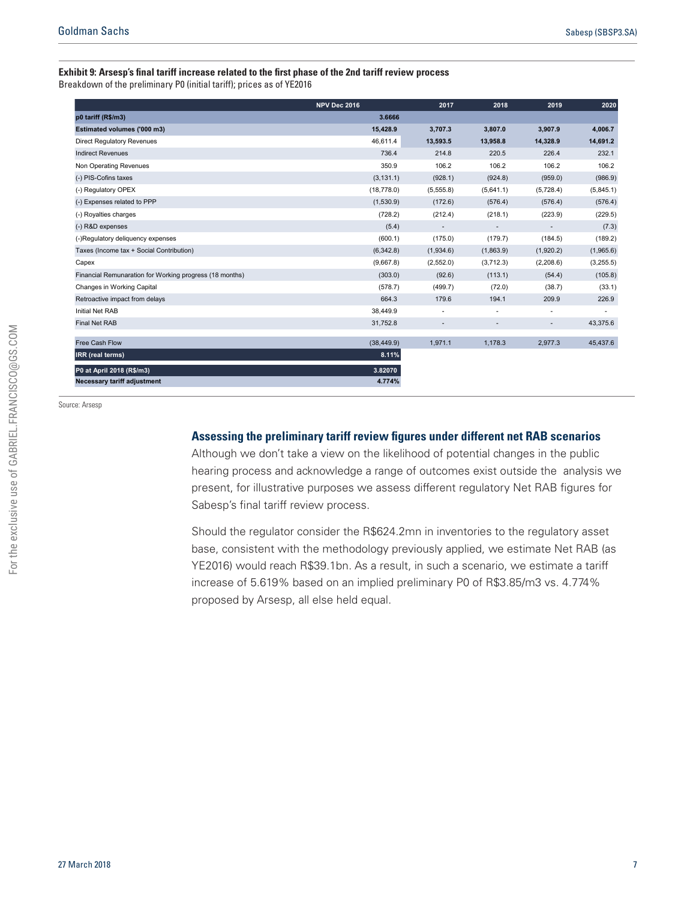**Exhibit 9: Arsesp's final tariff increase related to the first phase of the 2nd tariff review process**

Breakdown of the preliminary P0 (initial tariff); prices as of YE2016

| | NPV Dec 2016 | 2017 | 2018 | 2019 | 2020 |
|---|---|---|---|---|---|
| **p0 tariff (R$/m3)** | **3.6666** | | | | |
| **Estimated volumes ('000 m3)** | **15,428.9** | **3,707.3** | **3,807.0** | **3,907.9** | **4,006.7** |
| Direct Regulatory Revenues | 46,611.4 | **13,593.5** | **13,958.8** | **14,328.9** | **14,691.2** |
| Indirect Revenues | 736.4 | 214.8 | 220.5 | 226.4 | 232.1 |
| Non Operating Revenues | 350.9 | 106.2 | 106.2 | 106.2 | 106.2 |
| (-) PIS-Cofins taxes | (3,131.1) | (928.1) | (924.8) | (959.0) | (986.9) |
| (-) Regulatory OPEX | (18,778.0) | (5,555.8) | (5,641.1) | (5,728.4) | (5,845.1) |
| (-) Expenses related to PPP | (1,530.9) | (172.6) | (576.4) | (576.4) | (576.4) |
| (-) Royalties charges | (728.2) | (212.4) | (218.1) | (223.9) | (229.5) |
| (-) R&D expenses | (5.4) | - | - | - | (7.3) |
| (-)Regulatory deliquency expenses | (600.1) | (175.0) | (179.7) | (184.5) | (189.2) |
| Taxes (Income tax + Social Contribution) | (6,342.8) | (1,934.6) | (1,863.9) | (1,920.2) | (1,965.6) |
| Capex | (9,667.8) | (2,552.0) | (3,712.3) | (2,208.6) | (3,255.5) |
| Financial Remunaration for Working progress (18 months) | (303.0) | (92.6) | (113.1) | (54.4) | (105.8) |
| Changes in Working Capital | (578.7) | (499.7) | (72.0) | (38.7) | (33.1) |
| Retroactive impact from delays | 664.3 | 179.6 | 194.1 | 209.9 | 226.9 |
| Initial Net RAB | 38,449.9 | - | - | - | - |
| Final Net RAB | 31,752.8 | - | - | - | 43,375.6 |
| Free Cash Flow | (38,449.9) | 1,971.1 | 1,178.3 | 2,977.3 | 45,437.6 |
| **IRR (real terms)** | **8.11%** | | | | |
| **P0 at April 2018 (R$/m3)** | **3.82070** | | | | |
| **Necessary tariff adjustment** | **4.774%** | | | | |

Source: Arsesp

### Assessing the preliminary tariff review figures under different net RAB scenarios

Although we don't take a view on the likelihood of potential changes in the public hearing process and acknowledge a range of outcomes exist outside the analysis we present, for illustrative purposes we assess different regulatory Net RAB figures for Sabesp's final tariff review process.

Should the regulator consider the R$624.2mn in inventories to the regulatory asset base, consistent with the methodology previously applied, we estimate Net RAB (as YE2016) would reach R$39.1bn. As a result, in such a scenario, we estimate a tariff increase of 5.619% based on an implied preliminary P0 of R$3.85/m3 vs. 4.774% proposed by Arsesp, all else held equal.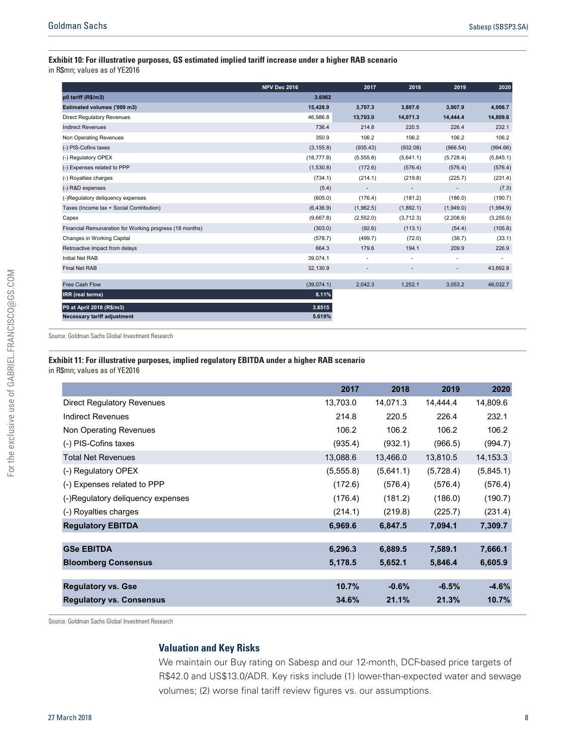**Exhibit 10: For illustrative purposes, GS estimated implied tariff increase under a higher RAB scenario**
in R$mn; values as of YE2016

| | NPV Dec 2016 | 2017 | 2018 | 2019 | 2020 |
|---|---|---|---|---|---|
| **p0 tariff (R$/m3)** | **3.6962** | | | | |
| **Estimated volumes ('000 m3)** | **15,428.9** | **3,707.3** | **3,807.0** | **3,907.9** | **4,006.7** |
| Direct Regulatory Revenues | 46,986.8 | **13,703.0** | **14,071.3** | **14,444.4** | **14,809.6** |
| Indirect Revenues | 736.4 | 214.8 | 220.5 | 226.4 | 232.1 |
| Non Operating Revenues | 350.9 | 106.2 | 106.2 | 106.2 | 106.2 |
| (-) PIS-Cofins taxes | (3,155.8) | (935.43) | (932.08) | (966.54) | (994.66) |
| (-) Regulatory OPEX | (18,777.8) | (5,555.8) | (5,641.1) | (5,728.4) | (5,845.1) |
| (-) Expenses related to PPP | (1,530.8) | (172.6) | (576.4) | (576.4) | (576.4) |
| (-) Royalties charges | (734.1) | (214.1) | (219.8) | (225.7) | (231.4) |
| (-) R&D expenses | (5.4) | - | - | - | (7.3) |
| (-)Regulatory deliquency expenses | (605.0) | (176.4) | (181.2) | (186.0) | (190.7) |
| Taxes (Income tax + Social Contribution) | (6,436.9) | (1,962.5) | (1,892.1) | (1,949.0) | (1,994.9) |
| Capex | (9,667.8) | (2,552.0) | (3,712.3) | (2,208.6) | (3,255.5) |
| Financial Remunaration for Working progress (18 months) | (303.0) | (92.6) | (113.1) | (54.4) | (105.8) |
| Changes in Working Capital | (578.7) | (499.7) | (72.0) | (38.7) | (33.1) |
| Retroactive impact from delays | 664.3 | 179.6 | 194.1 | 209.9 | 226.9 |
| Initial Net RAB | 39,074.1 | - | - | - | - |
| Final Net RAB | 32,130.9 | - | - | - | 43,892.8 |
| Free Cash Flow | (39,074.1) | 2,042.3 | 1,252.1 | 3,053.2 | 46,032.7 |
| **IRR (real terms)** | **8.11%** | | | | |
| **P0 at April 2018 (R$/m3)** | **3.8515** | | | | |
| **Necessary tariff adjustment** | **5.619%** | | | | |

Source: Goldman Sachs Global Investment Research

**Exhibit 11: For illustrative purposes, implied regulatory EBITDA under a higher RAB scenario**
in R$mn; values as of YE2016

| | 2017 | 2018 | 2019 | 2020 |
|---|---|---|---|---|
| Direct Regulatory Revenues | 13,703.0 | 14,071.3 | 14,444.4 | 14,809.6 |
| Indirect Revenues | 214.8 | 220.5 | 226.4 | 232.1 |
| Non Operating Revenues | 106.2 | 106.2 | 106.2 | 106.2 |
| (-) PIS-Cofins taxes | (935.4) | (932.1) | (966.5) | (994.7) |
| Total Net Revenues | 13,088.6 | 13,466.0 | 13,810.5 | 14,153.3 |
| (-) Regulatory OPEX | (5,555.8) | (5,641.1) | (5,728.4) | (5,845.1) |
| (-) Expenses related to PPP | (172.6) | (576.4) | (576.4) | (576.4) |
| (-)Regulatory deliquency expenses | (176.4) | (181.2) | (186.0) | (190.7) |
| (-) Royalties charges | (214.1) | (219.8) | (225.7) | (231.4) |
| **Regulatory EBITDA** | **6,969.6** | **6,847.5** | **7,094.1** | **7,309.7** |
| **GSe EBITDA** | **6,296.3** | **6,889.5** | **7,589.1** | **7,666.1** |
| **Bloomberg Consensus** | **5,178.5** | **5,652.1** | **5,846.4** | **6,605.9** |
| **Regulatory vs. Gse** | **10.7%** | **-0.6%** | **-6.5%** | **-4.6%** |
| **Regulatory vs. Consensus** | **34.6%** | **21.1%** | **21.3%** | **10.7%** |

Source: Goldman Sachs Global Investment Research

## Valuation and Key Risks

We maintain our Buy rating on Sabesp and our 12-month, DCF-based price targets of R$42.0 and US$13.0/ADR. Key risks include (1) lower-than-expected water and sewage volumes; (2) worse final tariff review figures vs. our assumptions.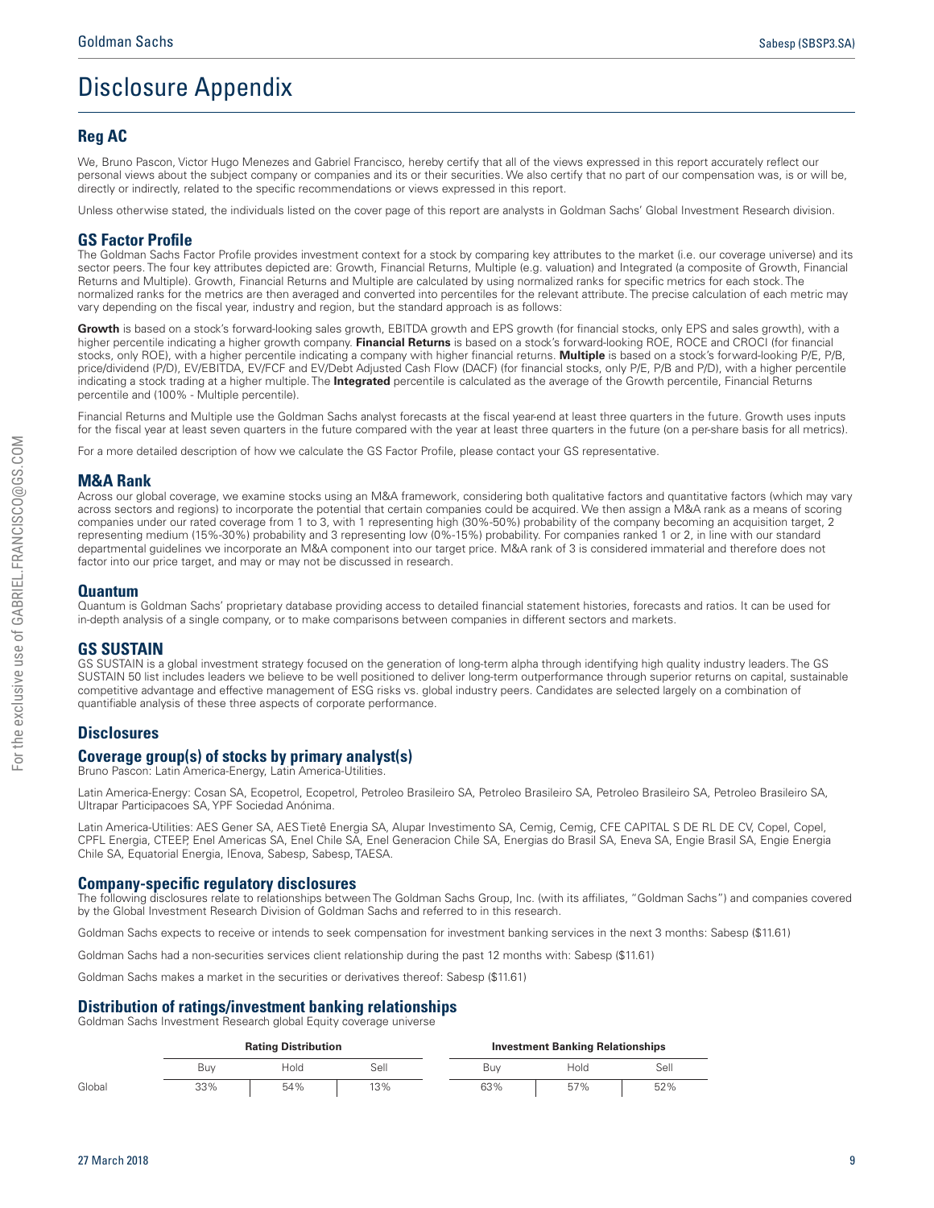# Disclosure Appendix

## Reg AC

We, Bruno Pascon, Victor Hugo Menezes and Gabriel Francisco, hereby certify that all of the views expressed in this report accurately reflect our personal views about the subject company or companies and its or their securities. We also certify that no part of our compensation was, is or will be, directly or indirectly, related to the specific recommendations or views expressed in this report.

Unless otherwise stated, the individuals listed on the cover page of this report are analysts in Goldman Sachs' Global Investment Research division.

## GS Factor Profile

The Goldman Sachs Factor Profile provides investment context for a stock by comparing key attributes to the market (i.e. our coverage universe) and its sector peers. The four key attributes depicted are: Growth, Financial Returns, Multiple (e.g. valuation) and Integrated (a composite of Growth, Financial Returns and Multiple). Growth, Financial Returns and Multiple are calculated by using normalized ranks for specific metrics for each stock. The normalized ranks for the metrics are then averaged and converted into percentiles for the relevant attribute. The precise calculation of each metric may vary depending on the fiscal year, industry and region, but the standard approach is as follows:

**Growth** is based on a stock's forward-looking sales growth, EBITDA growth and EPS growth (for financial stocks, only EPS and sales growth), with a higher percentile indicating a higher growth company. **Financial Returns** is based on a stock's forward-looking ROE, ROCE and CROCI (for financial stocks, only ROE), with a higher percentile indicating a company with higher financial returns. **Multiple** is based on a stock's forward-looking P/E, P/B, price/dividend (P/D), EV/EBITDA, EV/FCF and EV/Debt Adjusted Cash Flow (DACF) (for financial stocks, only P/E, P/B and P/D), with a higher percentile indicating a stock trading at a higher multiple. The **Integrated** percentile is calculated as the average of the Growth percentile, Financial Returns percentile and (100% - Multiple percentile).

Financial Returns and Multiple use the Goldman Sachs analyst forecasts at the fiscal year-end at least three quarters in the future. Growth uses inputs for the fiscal year at least seven quarters in the future compared with the year at least three quarters in the future (on a per-share basis for all metrics).

For a more detailed description of how we calculate the GS Factor Profile, please contact your GS representative.

## M&A Rank

Across our global coverage, we examine stocks using an M&A framework, considering both qualitative factors and quantitative factors (which may vary across sectors and regions) to incorporate the potential that certain companies could be acquired. We then assign a M&A rank as a means of scoring companies under our rated coverage from 1 to 3, with 1 representing high (30%-50%) probability of the company becoming an acquisition target, 2 representing medium (15%-30%) probability and 3 representing low (0%-15%) probability. For companies ranked 1 or 2, in line with our standard departmental guidelines we incorporate an M&A component into our target price. M&A rank of 3 is considered immaterial and therefore does not factor into our price target, and may or may not be discussed in research.

## Quantum

Quantum is Goldman Sachs' proprietary database providing access to detailed financial statement histories, forecasts and ratios. It can be used for in-depth analysis of a single company, or to make comparisons between companies in different sectors and markets.

## GS SUSTAIN

GS SUSTAIN is a global investment strategy focused on the generation of long-term alpha through identifying high quality industry leaders. The GS SUSTAIN 50 list includes leaders we believe to be well positioned to deliver long-term outperformance through superior returns on capital, sustainable competitive advantage and effective management of ESG risks vs. global industry peers. Candidates are selected largely on a combination of quantifiable analysis of these three aspects of corporate performance.

## Disclosures

### Coverage group(s) of stocks by primary analyst(s)

Bruno Pascon: Latin America-Energy, Latin America-Utilities.

Latin America-Energy: Cosan SA, Ecopetrol, Ecopetrol, Petroleo Brasileiro SA, Petroleo Brasileiro SA, Petroleo Brasileiro SA, Petroleo Brasileiro SA, Ultrapar Participacoes SA, YPF Sociedad Anónima.

Latin America-Utilities: AES Gener SA, AES Tietê Energia SA, Alupar Investimento SA, Cemig, Cemig, CFE CAPITAL S DE RL DE CV, Copel, Copel, CPFL Energia, CTEEP, Enel Americas SA, Enel Chile SA, Enel Generacion Chile SA, Energias do Brasil SA, Eneva SA, Engie Brasil SA, Engie Energia Chile SA, Equatorial Energia, IEnova, Sabesp, Sabesp, TAESA.

### Company-specific regulatory disclosures

The following disclosures relate to relationships between The Goldman Sachs Group, Inc. (with its affiliates, "Goldman Sachs") and companies covered by the Global Investment Research Division of Goldman Sachs and referred to in this research.

Goldman Sachs expects to receive or intends to seek compensation for investment banking services in the next 3 months: Sabesp ($11.61)

Goldman Sachs had a non-securities services client relationship during the past 12 months with: Sabesp ($11.61)

Goldman Sachs makes a market in the securities or derivatives thereof: Sabesp ($11.61)

### Distribution of ratings/investment banking relationships

Goldman Sachs Investment Research global Equity coverage universe

| | Rating Distribution | | | Investment Banking Relationships | | |
|---|---|---|---|---|---|---|
| | Buy | Hold | Sell | Buy | Hold | Sell |
| Global | 33% | 54% | 13% | 63% | 57% | 52% |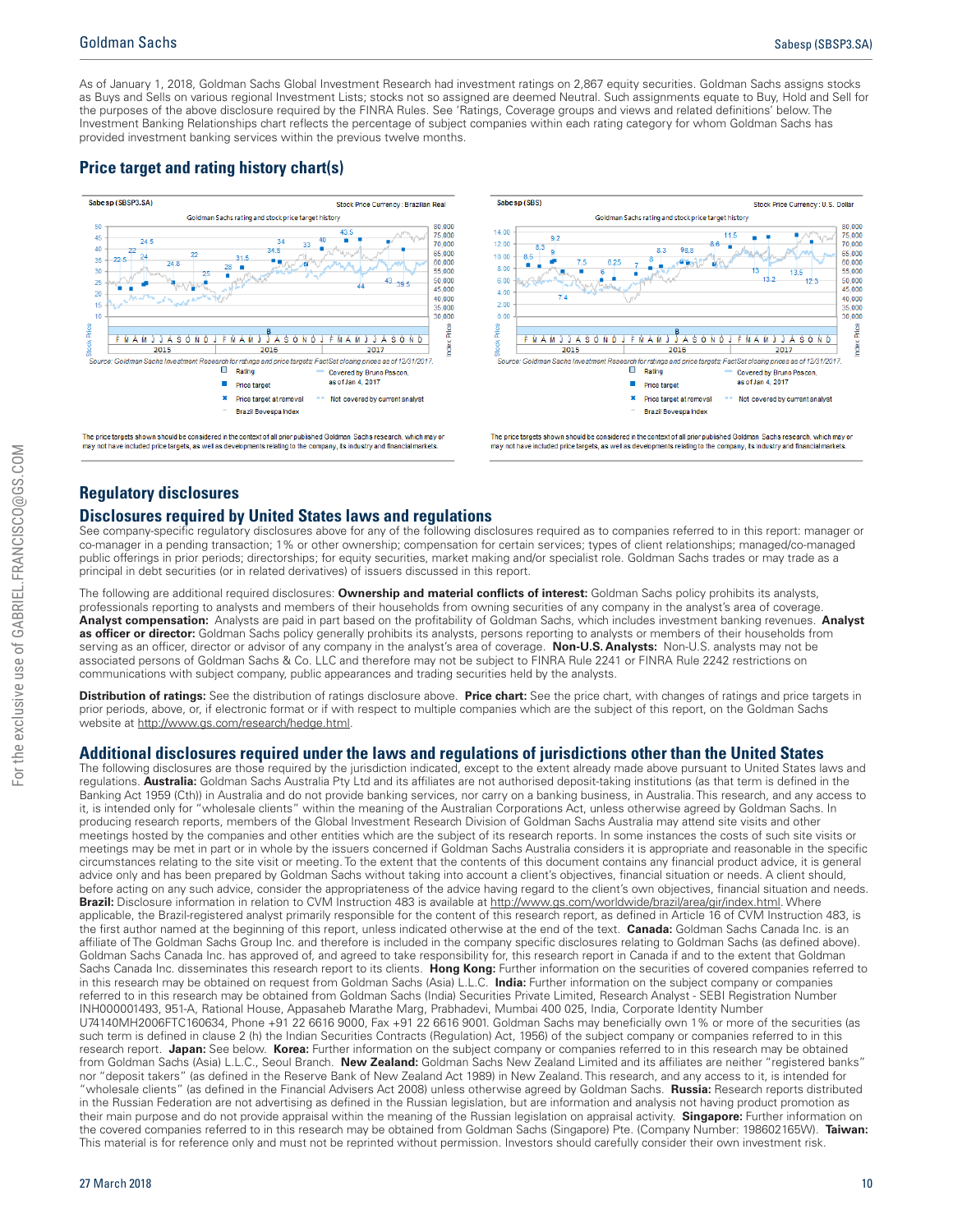As of January 1, 2018, Goldman Sachs Global Investment Research had investment ratings on 2,867 equity securities. Goldman Sachs assigns stocks as Buys and Sells on various regional Investment Lists; stocks not so assigned are deemed Neutral. Such assignments equate to Buy, Hold and Sell for the purposes of the above disclosure required by the FINRA Rules. See 'Ratings, Coverage groups and views and related definitions' below. The Investment Banking Relationships chart reflects the percentage of subject companies within each rating category for whom Goldman Sachs has provided investment banking services within the previous twelve months.

## Price target and rating history chart(s)

Sabesp (SBSP3.SA) — Stock Price Currency: Brazilian Real — Goldman Sachs rating and stock price target history

Source: Goldman Sachs Investment Research for ratings and price targets; FactSet closing prices as of 12/31/2017.

Rating; Price target; Price target at removal; Brazil Bovespa Index; Covered by Bruno Pascon, as of Jan 4, 2017; Not covered by current analyst

The price targets shown should be considered in the context of all prior published Goldman Sachs research, which may or may not have included price targets, as well as developments relating to the company, its industry and financial markets.

Sabesp (SBS) — Stock Price Currency: U.S. Dollar — Goldman Sachs rating and stock price target history

Source: Goldman Sachs Investment Research for ratings and price targets; FactSet closing prices as of 12/31/2017.

Rating; Price target; Price target at removal; Brazil Bovespa Index; Covered by Bruno Pascon, as of Jan 4, 2017; Not covered by current analyst

The price targets shown should be considered in the context of all prior published Goldman Sachs research, which may or may not have included price targets, as well as developments relating to the company, its industry and financial markets.

## Regulatory disclosures

### Disclosures required by United States laws and regulations

See company-specific regulatory disclosures above for any of the following disclosures required as to companies referred to in this report: manager or co-manager in a pending transaction; 1% or other ownership; compensation for certain services; types of client relationships; managed/co-managed public offerings in prior periods; directorships; for equity securities, market making and/or specialist role. Goldman Sachs trades or may trade as a principal in debt securities (or in related derivatives) of issuers discussed in this report.

The following are additional required disclosures: **Ownership and material conflicts of interest:** Goldman Sachs policy prohibits its analysts, professionals reporting to analysts and members of their households from owning securities of any company in the analyst's area of coverage. **Analyst compensation:** Analysts are paid in part based on the profitability of Goldman Sachs, which includes investment banking revenues. **Analyst as officer or director:** Goldman Sachs policy generally prohibits its analysts, persons reporting to analysts or members of their households from serving as an officer, director or advisor of any company in the analyst's area of coverage. **Non-U.S. Analysts:** Non-U.S. analysts may not be associated persons of Goldman Sachs & Co. LLC and therefore may not be subject to FINRA Rule 2241 or FINRA Rule 2242 restrictions on communications with subject company, public appearances and trading securities held by the analysts.

**Distribution of ratings:** See the distribution of ratings disclosure above. **Price chart:** See the price chart, with changes of ratings and price targets in prior periods, above, or, if electronic format or if with respect to multiple companies which are the subject of this report, on the Goldman Sachs website at http://www.gs.com/research/hedge.html.

### Additional disclosures required under the laws and regulations of jurisdictions other than the United States

The following disclosures are those required by the jurisdiction indicated, except to the extent already made above pursuant to United States laws and regulations. **Australia:** Goldman Sachs Australia Pty Ltd and its affiliates are not authorised deposit-taking institutions (as that term is defined in the Banking Act 1959 (Cth)) in Australia and do not provide banking services, nor carry on a banking business, in Australia. This research, and any access to it, is intended only for "wholesale clients" within the meaning of the Australian Corporations Act, unless otherwise agreed by Goldman Sachs. In producing research reports, members of the Global Investment Research Division of Goldman Sachs Australia may attend site visits and other meetings hosted by the companies and other entities which are the subject of its research reports. In some instances the costs of such site visits or meetings may be met in part or in whole by the issuers concerned if Goldman Sachs Australia considers it is appropriate and reasonable in the specific circumstances relating to the site visit or meeting. To the extent that the contents of this document contains any financial product advice, it is general advice only and has been prepared by Goldman Sachs without taking into account a client's objectives, financial situation or needs. A client should, before acting on any such advice, consider the appropriateness of the advice having regard to the client's own objectives, financial situation and needs. **Brazil:** Disclosure information in relation to CVM Instruction 483 is available at http://www.gs.com/worldwide/brazil/area/gir/index.html. Where applicable, the Brazil-registered analyst primarily responsible for the content of this research report, as defined in Article 16 of CVM Instruction 483, is the first author named at the beginning of this report, unless indicated otherwise at the end of the text. **Canada:** Goldman Sachs Canada Inc. is an affiliate of The Goldman Sachs Group Inc. and therefore is included in the company specific disclosures relating to Goldman Sachs (as defined above). Goldman Sachs Canada Inc. has approved of, and agreed to take responsibility for, this research report in Canada if and to the extent that Goldman Sachs Canada Inc. disseminates this research report to its clients. **Hong Kong:** Further information on the securities of covered companies referred to in this research may be obtained on request from Goldman Sachs (Asia) L.L.C. **India:** Further information on the subject company or companies referred to in this research may be obtained from Goldman Sachs (India) Securities Private Limited, Research Analyst - SEBI Registration Number INH000001493, 951-A, Rational House, Appasaheb Marathe Marg, Prabhadevi, Mumbai 400 025, India, Corporate Identity Number U74140MH2006FTC160634, Phone +91 22 6616 9000, Fax +91 22 6616 9001. Goldman Sachs may beneficially own 1% or more of the securities (as such term is defined in clause 2 (h) the Indian Securities Contracts (Regulation) Act, 1956) of the subject company or companies referred to in this research report. **Japan:** See below. **Korea:** Further information on the subject company or companies referred to in this research may be obtained from Goldman Sachs (Asia) L.L.C., Seoul Branch. **New Zealand:** Goldman Sachs New Zealand Limited and its affiliates are neither "registered banks" nor "deposit takers" (as defined in the Reserve Bank of New Zealand Act 1989) in New Zealand. This research, and any access to it, is intended for "wholesale clients" (as defined in the Financial Advisers Act 2008) unless otherwise agreed by Goldman Sachs. **Russia:** Research reports distributed in the Russian Federation are not advertising as defined in the Russian legislation, but are information and analysis not having product promotion as their main purpose and do not provide appraisal within the meaning of the Russian legislation on appraisal activity. **Singapore:** Further information on the covered companies referred to in this research may be obtained from Goldman Sachs (Singapore) Pte. (Company Number: 198602165W). **Taiwan:** This material is for reference only and must not be reprinted without permission. Investors should carefully consider their own investment risk.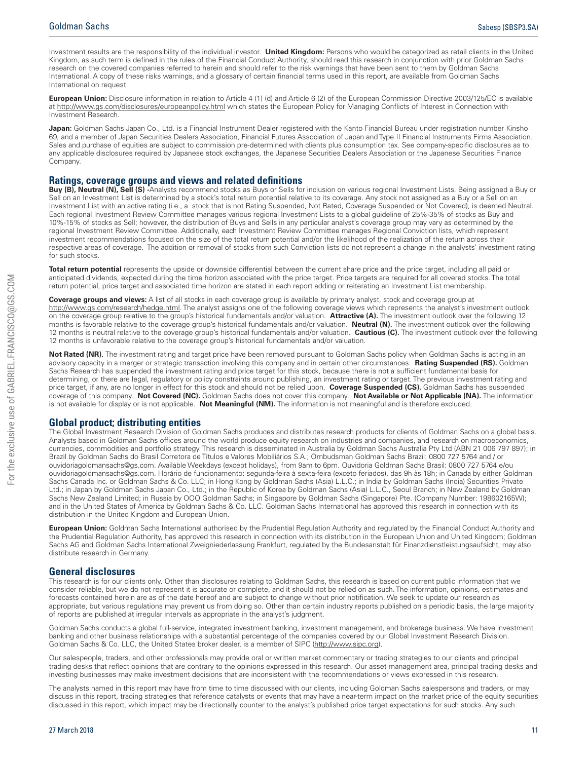Investment results are the responsibility of the individual investor. **United Kingdom:** Persons who would be categorized as retail clients in the United Kingdom, as such term is defined in the rules of the Financial Conduct Authority, should read this research in conjunction with prior Goldman Sachs research on the covered companies referred to herein and should refer to the risk warnings that have been sent to them by Goldman Sachs International. A copy of these risks warnings, and a glossary of certain financial terms used in this report, are available from Goldman Sachs International on request.

**European Union:** Disclosure information in relation to Article 4 (1) (d) and Article 6 (2) of the European Commission Directive 2003/125/EC is available at http://www.gs.com/disclosures/europeanpolicy.html which states the European Policy for Managing Conflicts of Interest in Connection with Investment Research.

**Japan:** Goldman Sachs Japan Co., Ltd. is a Financial Instrument Dealer registered with the Kanto Financial Bureau under registration number Kinsho 69, and a member of Japan Securities Dealers Association, Financial Futures Association of Japan and Type II Financial Instruments Firms Association. Sales and purchase of equities are subject to commission pre-determined with clients plus consumption tax. See company-specific disclosures as to any applicable disclosures required by Japanese stock exchanges, the Japanese Securities Dealers Association or the Japanese Securities Finance Company.

## Ratings, coverage groups and views and related definitions

**Buy (B), Neutral (N), Sell (S) -**Analysts recommend stocks as Buys or Sells for inclusion on various regional Investment Lists. Being assigned a Buy or Sell on an Investment List is determined by a stock's total return potential relative to its coverage. Any stock not assigned as a Buy or a Sell on an Investment List with an active rating (i.e., a stock that is not Rating Suspended, Not Rated, Coverage Suspended or Not Covered), is deemed Neutral. Each regional Investment Review Committee manages various regional Investment Lists to a global guideline of 25%-35% of stocks as Buy and 10%-15% of stocks as Sell; however, the distribution of Buys and Sells in any particular analyst's coverage group may vary as determined by the regional Investment Review Committee. Additionally, each Investment Review Committee manages Regional Conviction lists, which represent investment recommendations focused on the size of the total return potential and/or the likelihood of the realization of the return across their respective areas of coverage. The addition or removal of stocks from such Conviction lists do not represent a change in the analysts' investment rating for such stocks.

**Total return potential** represents the upside or downside differential between the current share price and the price target, including all paid or anticipated dividends, expected during the time horizon associated with the price target. Price targets are required for all covered stocks. The total return potential, price target and associated time horizon are stated in each report adding or reiterating an Investment List membership.

**Coverage groups and views:** A list of all stocks in each coverage group is available by primary analyst, stock and coverage group at http://www.gs.com/research/hedge.html. The analyst assigns one of the following coverage views which represents the analyst's investment outlook on the coverage group relative to the group's historical fundamentals and/or valuation. **Attractive (A).** The investment outlook over the following 12 months is favorable relative to the coverage group's historical fundamentals and/or valuation. **Neutral (N).** The investment outlook over the following 12 months is neutral relative to the coverage group's historical fundamentals and/or valuation. **Cautious (C).** The investment outlook over the following 12 months is unfavorable relative to the coverage group's historical fundamentals and/or valuation.

**Not Rated (NR).** The investment rating and target price have been removed pursuant to Goldman Sachs policy when Goldman Sachs is acting in an advisory capacity in a merger or strategic transaction involving this company and in certain other circumstances. **Rating Suspended (RS).** Goldman Sachs Research has suspended the investment rating and price target for this stock, because there is not a sufficient fundamental basis for determining, or there are legal, regulatory or policy constraints around publishing, an investment rating or target. The previous investment rating and price target, if any, are no longer in effect for this stock and should not be relied upon. **Coverage Suspended (CS).** Goldman Sachs has suspended coverage of this company. **Not Covered (NC).** Goldman Sachs does not cover this company. **Not Available or Not Applicable (NA).** The information is not available for display or is not applicable. **Not Meaningful (NM).** The information is not meaningful and is therefore excluded.

## Global product; distributing entities

The Global Investment Research Division of Goldman Sachs produces and distributes research products for clients of Goldman Sachs on a global basis. Analysts based in Goldman Sachs offices around the world produce equity research on industries and companies, and research on macroeconomics, currencies, commodities and portfolio strategy. This research is disseminated in Australia by Goldman Sachs Australia Pty Ltd (ABN 21 006 797 897); in Brazil by Goldman Sachs do Brasil Corretora de Títulos e Valores Mobiliários S.A.; Ombudsman Goldman Sachs Brazil: 0800 727 5764 and / or ouvidoriagoldmansachs@gs.com. Available Weekdays (except holidays), from 9am to 6pm. Ouvidoria Goldman Sachs Brasil: 0800 727 5764 e/ou ouvidoriagoldmansachs@gs.com. Horário de funcionamento: segunda-feira à sexta-feira (exceto feriados), das 9h às 18h; in Canada by either Goldman Sachs Canada Inc. or Goldman Sachs & Co. LLC; in Hong Kong by Goldman Sachs (Asia) L.L.C.; in India by Goldman Sachs (India) Securities Private Ltd.; in Japan by Goldman Sachs Japan Co., Ltd.; in the Republic of Korea by Goldman Sachs (Asia) L.L.C., Seoul Branch; in New Zealand by Goldman Sachs New Zealand Limited; in Russia by OOO Goldman Sachs; in Singapore by Goldman Sachs (Singapore) Pte. (Company Number: 198602165W); and in the United States of America by Goldman Sachs & Co. LLC. Goldman Sachs International has approved this research in connection with its distribution in the United Kingdom and European Union.

**European Union:** Goldman Sachs International authorised by the Prudential Regulation Authority and regulated by the Financial Conduct Authority and the Prudential Regulation Authority, has approved this research in connection with its distribution in the European Union and United Kingdom; Goldman Sachs AG and Goldman Sachs International Zweigniederlassung Frankfurt, regulated by the Bundesanstalt für Finanzdienstleistungsaufsicht, may also distribute research in Germany.

## General disclosures

This research is for our clients only. Other than disclosures relating to Goldman Sachs, this research is based on current public information that we consider reliable, but we do not represent it is accurate or complete, and it should not be relied on as such. The information, opinions, estimates and forecasts contained herein are as of the date hereof and are subject to change without prior notification. We seek to update our research as appropriate, but various regulations may prevent us from doing so. Other than certain industry reports published on a periodic basis, the large majority of reports are published at irregular intervals as appropriate in the analyst's judgment.

Goldman Sachs conducts a global full-service, integrated investment banking, investment management, and brokerage business. We have investment banking and other business relationships with a substantial percentage of the companies covered by our Global Investment Research Division. Goldman Sachs & Co. LLC, the United States broker dealer, is a member of SIPC (http://www.sipc.org).

Our salespeople, traders, and other professionals may provide oral or written market commentary or trading strategies to our clients and principal trading desks that reflect opinions that are contrary to the opinions expressed in this research. Our asset management area, principal trading desks and investing businesses may make investment decisions that are inconsistent with the recommendations or views expressed in this research.

The analysts named in this report may have from time to time discussed with our clients, including Goldman Sachs salespersons and traders, or may discuss in this report, trading strategies that reference catalysts or events that may have a near-term impact on the market price of the equity securities discussed in this report, which impact may be directionally counter to the analyst's published price target expectations for such stocks. Any such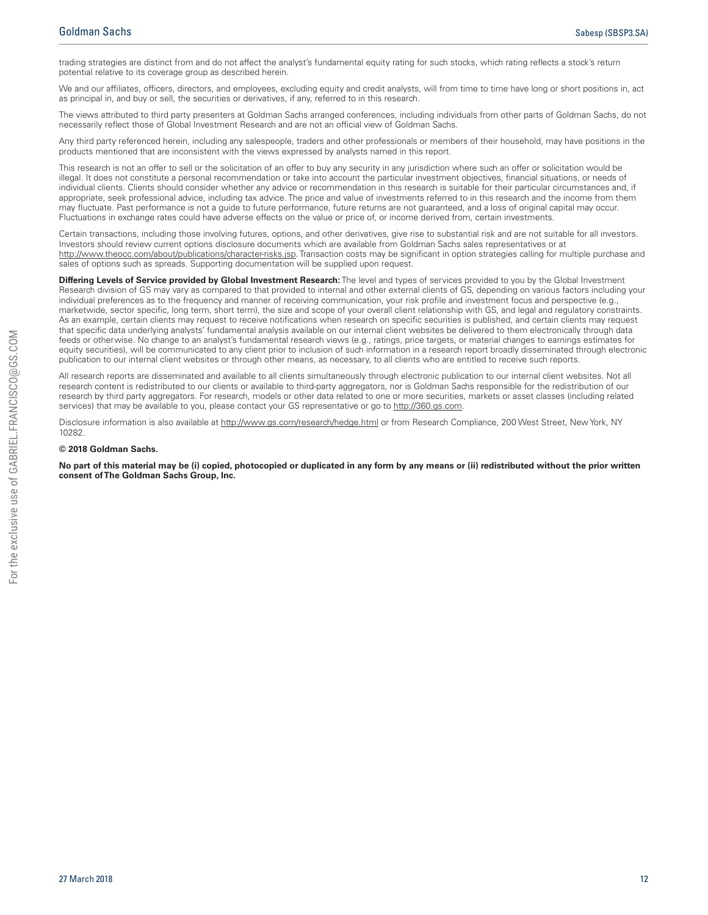trading strategies are distinct from and do not affect the analyst's fundamental equity rating for such stocks, which rating reflects a stock's return potential relative to its coverage group as described herein.

We and our affiliates, officers, directors, and employees, excluding equity and credit analysts, will from time to time have long or short positions in, act as principal in, and buy or sell, the securities or derivatives, if any, referred to in this research.

The views attributed to third party presenters at Goldman Sachs arranged conferences, including individuals from other parts of Goldman Sachs, do not necessarily reflect those of Global Investment Research and are not an official view of Goldman Sachs.

Any third party referenced herein, including any salespeople, traders and other professionals or members of their household, may have positions in the products mentioned that are inconsistent with the views expressed by analysts named in this report.

This research is not an offer to sell or the solicitation of an offer to buy any security in any jurisdiction where such an offer or solicitation would be illegal. It does not constitute a personal recommendation or take into account the particular investment objectives, financial situations, or needs of individual clients. Clients should consider whether any advice or recommendation in this research is suitable for their particular circumstances and, if appropriate, seek professional advice, including tax advice. The price and value of investments referred to in this research and the income from them may fluctuate. Past performance is not a guide to future performance, future returns are not guaranteed, and a loss of original capital may occur. Fluctuations in exchange rates could have adverse effects on the value or price of, or income derived from, certain investments.

Certain transactions, including those involving futures, options, and other derivatives, give rise to substantial risk and are not suitable for all investors. Investors should review current options disclosure documents which are available from Goldman Sachs sales representatives or at http://www.theocc.com/about/publications/character-risks.jsp. Transaction costs may be significant in option strategies calling for multiple purchase and sales of options such as spreads. Supporting documentation will be supplied upon request.

**Differing Levels of Service provided by Global Investment Research:** The level and types of services provided to you by the Global Investment Research division of GS may vary as compared to that provided to internal and other external clients of GS, depending on various factors including your individual preferences as to the frequency and manner of receiving communication, your risk profile and investment focus and perspective (e.g., marketwide, sector specific, long term, short term), the size and scope of your overall client relationship with GS, and legal and regulatory constraints. As an example, certain clients may request to receive notifications when research on specific securities is published, and certain clients may request that specific data underlying analysts' fundamental analysis available on our internal client websites be delivered to them electronically through data feeds or otherwise. No change to an analyst's fundamental research views (e.g., ratings, price targets, or material changes to earnings estimates for equity securities), will be communicated to any client prior to inclusion of such information in a research report broadly disseminated through electronic publication to our internal client websites or through other means, as necessary, to all clients who are entitled to receive such reports.

All research reports are disseminated and available to all clients simultaneously through electronic publication to our internal client websites. Not all research content is redistributed to our clients or available to third-party aggregators, nor is Goldman Sachs responsible for the redistribution of our research by third party aggregators. For research, models or other data related to one or more securities, markets or asset classes (including related services) that may be available to you, please contact your GS representative or go to http://360.gs.com.

Disclosure information is also available at http://www.gs.com/research/hedge.html or from Research Compliance, 200 West Street, New York, NY 10282.

**© 2018 Goldman Sachs.**

**No part of this material may be (i) copied, photocopied or duplicated in any form by any means or (ii) redistributed without the prior written consent of The Goldman Sachs Group, Inc.**